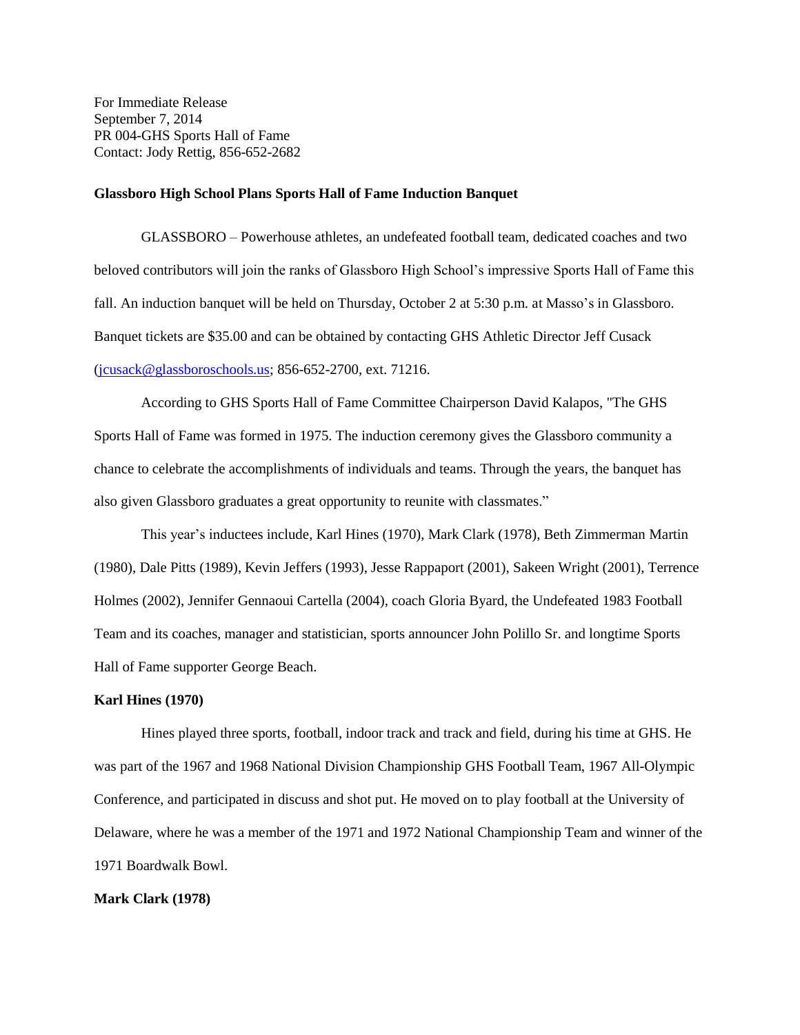For Immediate Release
September 7, 2014
PR 004-GHS Sports Hall of Fame
Contact: Jody Rettig, 856-652-2682

**Glassboro High School Plans Sports Hall of Fame Induction Banquet**

GLASSBORO – Powerhouse athletes, an undefeated football team, dedicated coaches and two beloved contributors will join the ranks of Glassboro High School's impressive Sports Hall of Fame this fall. An induction banquet will be held on Thursday, October 2 at 5:30 p.m. at Masso's in Glassboro. Banquet tickets are $35.00 and can be obtained by contacting GHS Athletic Director Jeff Cusack (jcusack@glassboroschools.us; 856-652-2700, ext. 71216.

According to GHS Sports Hall of Fame Committee Chairperson David Kalapos, "The GHS Sports Hall of Fame was formed in 1975. The induction ceremony gives the Glassboro community a chance to celebrate the accomplishments of individuals and teams. Through the years, the banquet has also given Glassboro graduates a great opportunity to reunite with classmates."

This year's inductees include, Karl Hines (1970), Mark Clark (1978), Beth Zimmerman Martin (1980), Dale Pitts (1989), Kevin Jeffers (1993), Jesse Rappaport (2001), Sakeen Wright (2001), Terrence Holmes (2002), Jennifer Gennaoui Cartella (2004), coach Gloria Byard, the Undefeated 1983 Football Team and its coaches, manager and statistician, sports announcer John Polillo Sr. and longtime Sports Hall of Fame supporter George Beach.

**Karl Hines (1970)**

Hines played three sports, football, indoor track and track and field, during his time at GHS. He was part of the 1967 and 1968 National Division Championship GHS Football Team, 1967 All-Olympic Conference, and participated in discuss and shot put. He moved on to play football at the University of Delaware, where he was a member of the 1971 and 1972 National Championship Team and winner of the 1971 Boardwalk Bowl.

**Mark Clark (1978)**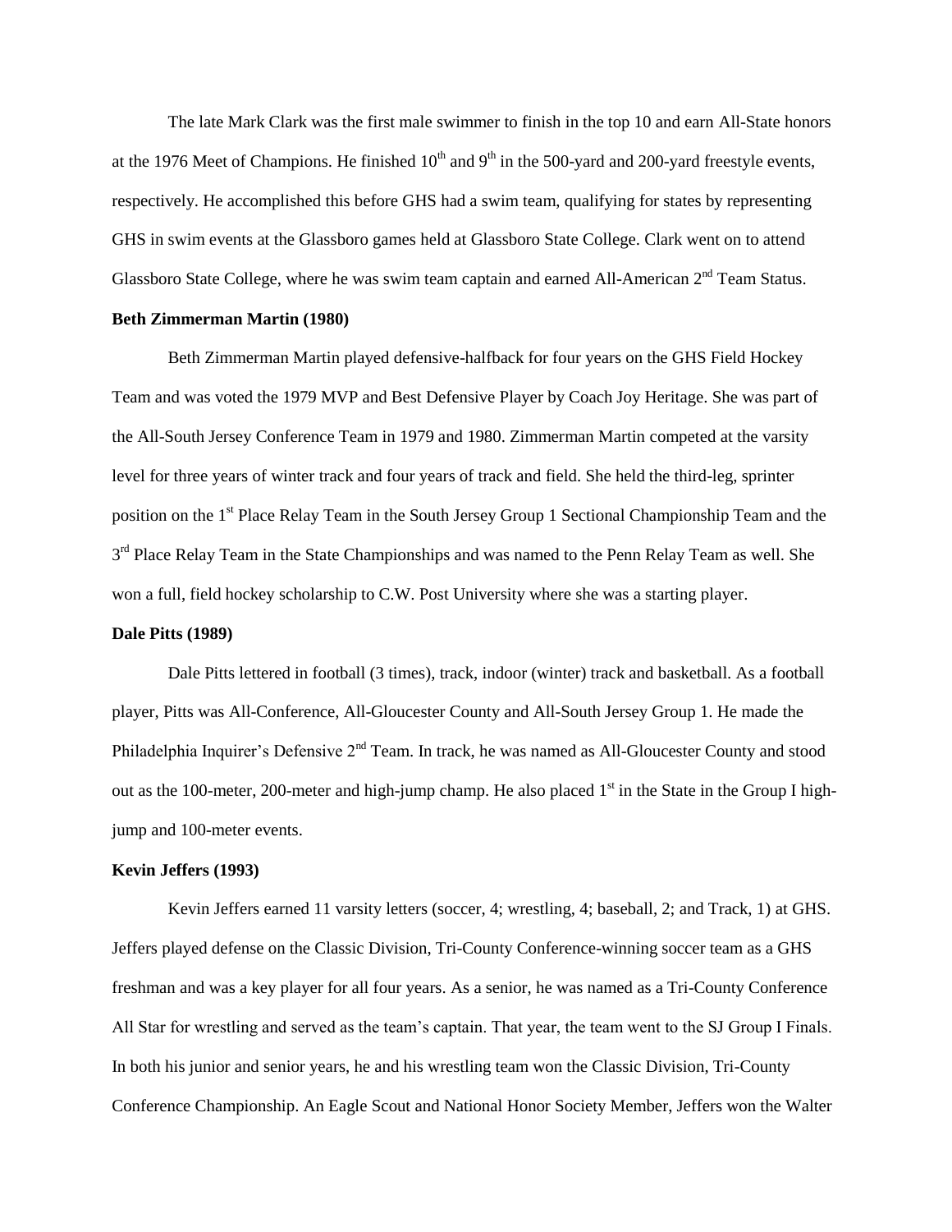The late Mark Clark was the first male swimmer to finish in the top 10 and earn All-State honors at the 1976 Meet of Champions. He finished 10th and 9th in the 500-yard and 200-yard freestyle events, respectively. He accomplished this before GHS had a swim team, qualifying for states by representing GHS in swim events at the Glassboro games held at Glassboro State College. Clark went on to attend Glassboro State College, where he was swim team captain and earned All-American 2nd Team Status.

**Beth Zimmerman Martin (1980)**

Beth Zimmerman Martin played defensive-halfback for four years on the GHS Field Hockey Team and was voted the 1979 MVP and Best Defensive Player by Coach Joy Heritage. She was part of the All-South Jersey Conference Team in 1979 and 1980. Zimmerman Martin competed at the varsity level for three years of winter track and four years of track and field. She held the third-leg, sprinter position on the 1st Place Relay Team in the South Jersey Group 1 Sectional Championship Team and the 3rd Place Relay Team in the State Championships and was named to the Penn Relay Team as well. She won a full, field hockey scholarship to C.W. Post University where she was a starting player.

**Dale Pitts (1989)**

Dale Pitts lettered in football (3 times), track, indoor (winter) track and basketball. As a football player, Pitts was All-Conference, All-Gloucester County and All-South Jersey Group 1. He made the Philadelphia Inquirer's Defensive 2nd Team. In track, he was named as All-Gloucester County and stood out as the 100-meter, 200-meter and high-jump champ. He also placed 1st in the State in the Group I high-jump and 100-meter events.

**Kevin Jeffers (1993)**

Kevin Jeffers earned 11 varsity letters (soccer, 4; wrestling, 4; baseball, 2; and Track, 1) at GHS. Jeffers played defense on the Classic Division, Tri-County Conference-winning soccer team as a GHS freshman and was a key player for all four years. As a senior, he was named as a Tri-County Conference All Star for wrestling and served as the team's captain. That year, the team went to the SJ Group I Finals. In both his junior and senior years, he and his wrestling team won the Classic Division, Tri-County Conference Championship. An Eagle Scout and National Honor Society Member, Jeffers won the Walter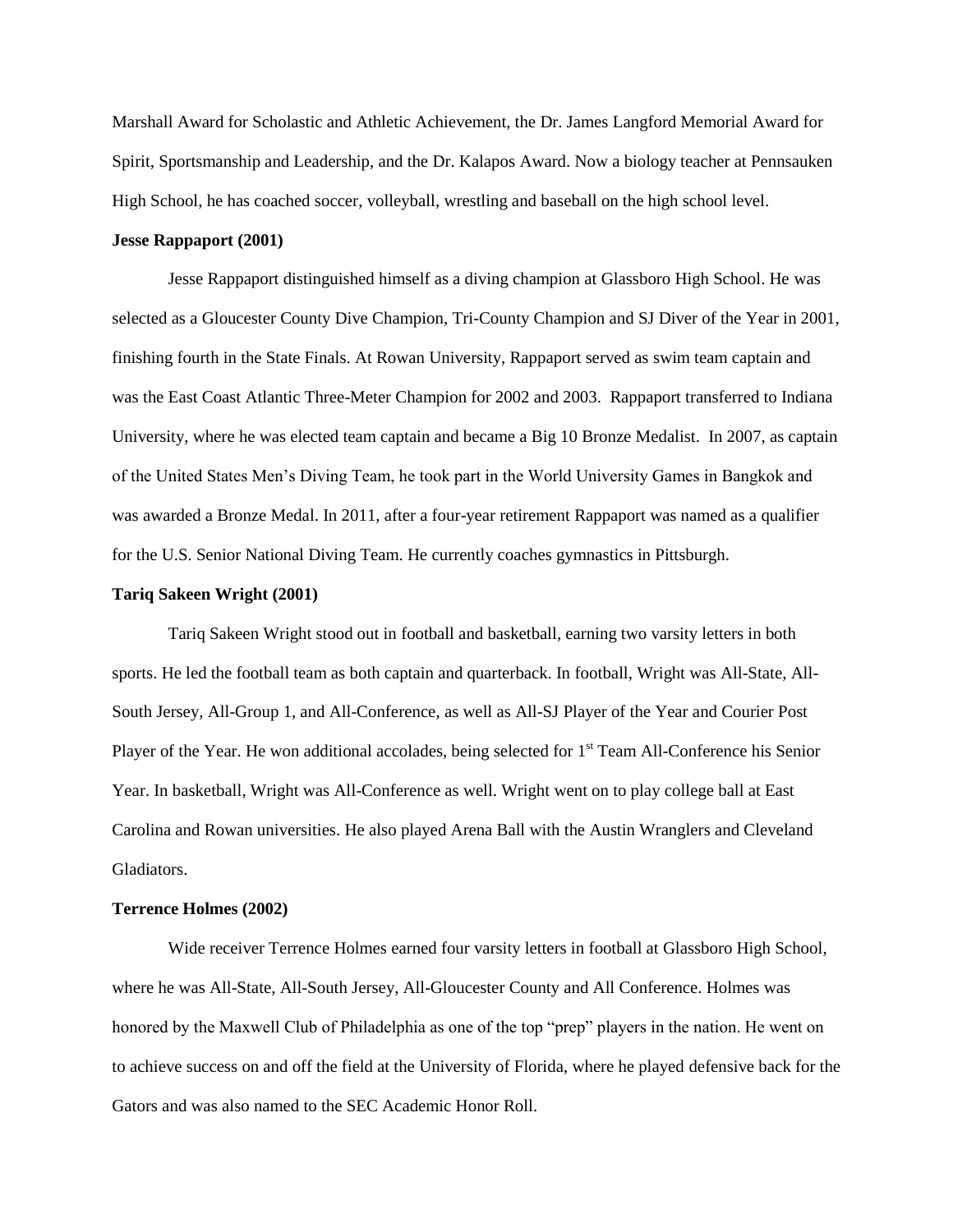Marshall Award for Scholastic and Athletic Achievement, the Dr. James Langford Memorial Award for Spirit, Sportsmanship and Leadership, and the Dr. Kalapos Award. Now a biology teacher at Pennsauken High School, he has coached soccer, volleyball, wrestling and baseball on the high school level.

**Jesse Rappaport (2001)**

Jesse Rappaport distinguished himself as a diving champion at Glassboro High School. He was selected as a Gloucester County Dive Champion, Tri-County Champion and SJ Diver of the Year in 2001, finishing fourth in the State Finals. At Rowan University, Rappaport served as swim team captain and was the East Coast Atlantic Three-Meter Champion for 2002 and 2003. Rappaport transferred to Indiana University, where he was elected team captain and became a Big 10 Bronze Medalist. In 2007, as captain of the United States Men's Diving Team, he took part in the World University Games in Bangkok and was awarded a Bronze Medal. In 2011, after a four-year retirement Rappaport was named as a qualifier for the U.S. Senior National Diving Team. He currently coaches gymnastics in Pittsburgh.

**Tariq Sakeen Wright (2001)**

Tariq Sakeen Wright stood out in football and basketball, earning two varsity letters in both sports. He led the football team as both captain and quarterback. In football, Wright was All-State, All-South Jersey, All-Group 1, and All-Conference, as well as All-SJ Player of the Year and Courier Post Player of the Year. He won additional accolades, being selected for 1st Team All-Conference his Senior Year. In basketball, Wright was All-Conference as well. Wright went on to play college ball at East Carolina and Rowan universities. He also played Arena Ball with the Austin Wranglers and Cleveland Gladiators.

**Terrence Holmes (2002)**

Wide receiver Terrence Holmes earned four varsity letters in football at Glassboro High School, where he was All-State, All-South Jersey, All-Gloucester County and All Conference. Holmes was honored by the Maxwell Club of Philadelphia as one of the top "prep" players in the nation. He went on to achieve success on and off the field at the University of Florida, where he played defensive back for the Gators and was also named to the SEC Academic Honor Roll.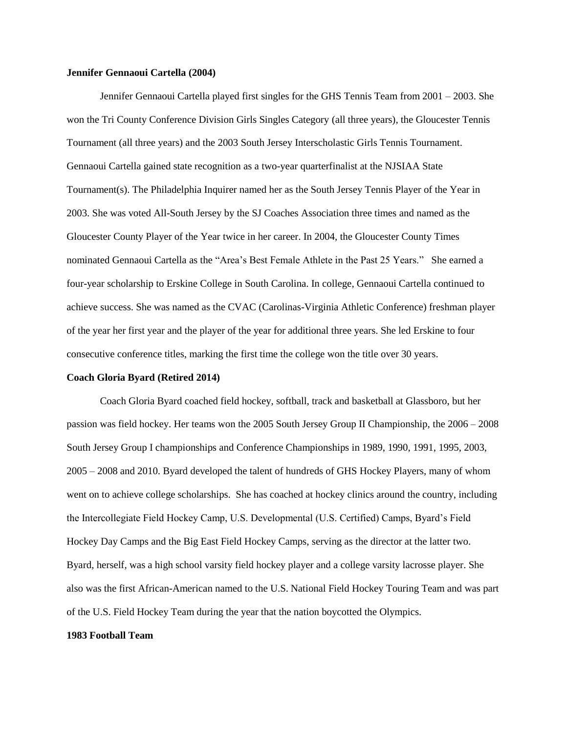**Jennifer Gennaoui Cartella (2004)**

Jennifer Gennaoui Cartella played first singles for the GHS Tennis Team from 2001 – 2003. She won the Tri County Conference Division Girls Singles Category (all three years), the Gloucester Tennis Tournament (all three years) and the 2003 South Jersey Interscholastic Girls Tennis Tournament. Gennaoui Cartella gained state recognition as a two-year quarterfinalist at the NJSIAA State Tournament(s). The Philadelphia Inquirer named her as the South Jersey Tennis Player of the Year in 2003. She was voted All-South Jersey by the SJ Coaches Association three times and named as the Gloucester County Player of the Year twice in her career. In 2004, the Gloucester County Times nominated Gennaoui Cartella as the "Area's Best Female Athlete in the Past 25 Years." She earned a four-year scholarship to Erskine College in South Carolina. In college, Gennaoui Cartella continued to achieve success. She was named as the CVAC (Carolinas-Virginia Athletic Conference) freshman player of the year her first year and the player of the year for additional three years. She led Erskine to four consecutive conference titles, marking the first time the college won the title over 30 years.

**Coach Gloria Byard (Retired 2014)**

Coach Gloria Byard coached field hockey, softball, track and basketball at Glassboro, but her passion was field hockey. Her teams won the 2005 South Jersey Group II Championship, the 2006 – 2008 South Jersey Group I championships and Conference Championships in 1989, 1990, 1991, 1995, 2003, 2005 – 2008 and 2010. Byard developed the talent of hundreds of GHS Hockey Players, many of whom went on to achieve college scholarships. She has coached at hockey clinics around the country, including the Intercollegiate Field Hockey Camp, U.S. Developmental (U.S. Certified) Camps, Byard's Field Hockey Day Camps and the Big East Field Hockey Camps, serving as the director at the latter two. Byard, herself, was a high school varsity field hockey player and a college varsity lacrosse player. She also was the first African-American named to the U.S. National Field Hockey Touring Team and was part of the U.S. Field Hockey Team during the year that the nation boycotted the Olympics.

**1983 Football Team**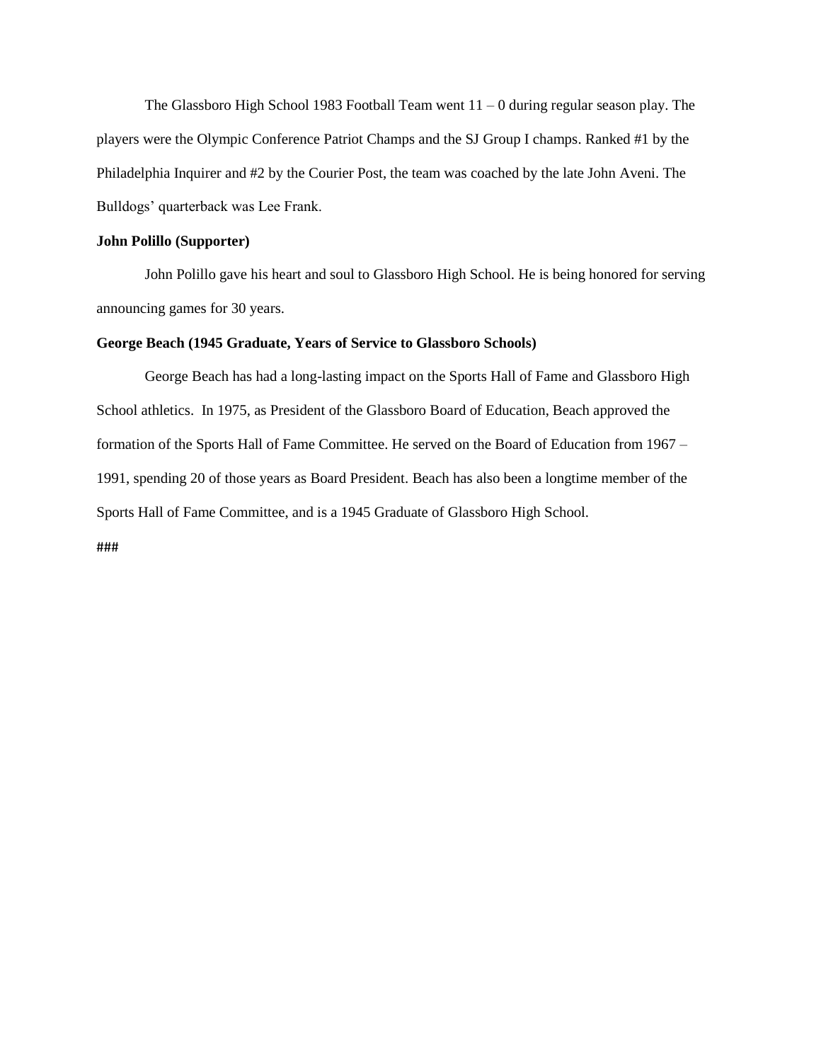The Glassboro High School 1983 Football Team went 11 – 0 during regular season play. The players were the Olympic Conference Patriot Champs and the SJ Group I champs. Ranked #1 by the Philadelphia Inquirer and #2 by the Courier Post, the team was coached by the late John Aveni. The Bulldogs' quarterback was Lee Frank.

**John Polillo (Supporter)**

John Polillo gave his heart and soul to Glassboro High School. He is being honored for serving announcing games for 30 years.

**George Beach (1945 Graduate, Years of Service to Glassboro Schools)**

George Beach has had a long-lasting impact on the Sports Hall of Fame and Glassboro High School athletics. In 1975, as President of the Glassboro Board of Education, Beach approved the formation of the Sports Hall of Fame Committee. He served on the Board of Education from 1967 – 1991, spending 20 of those years as Board President. Beach has also been a longtime member of the Sports Hall of Fame Committee, and is a 1945 Graduate of Glassboro High School.

###